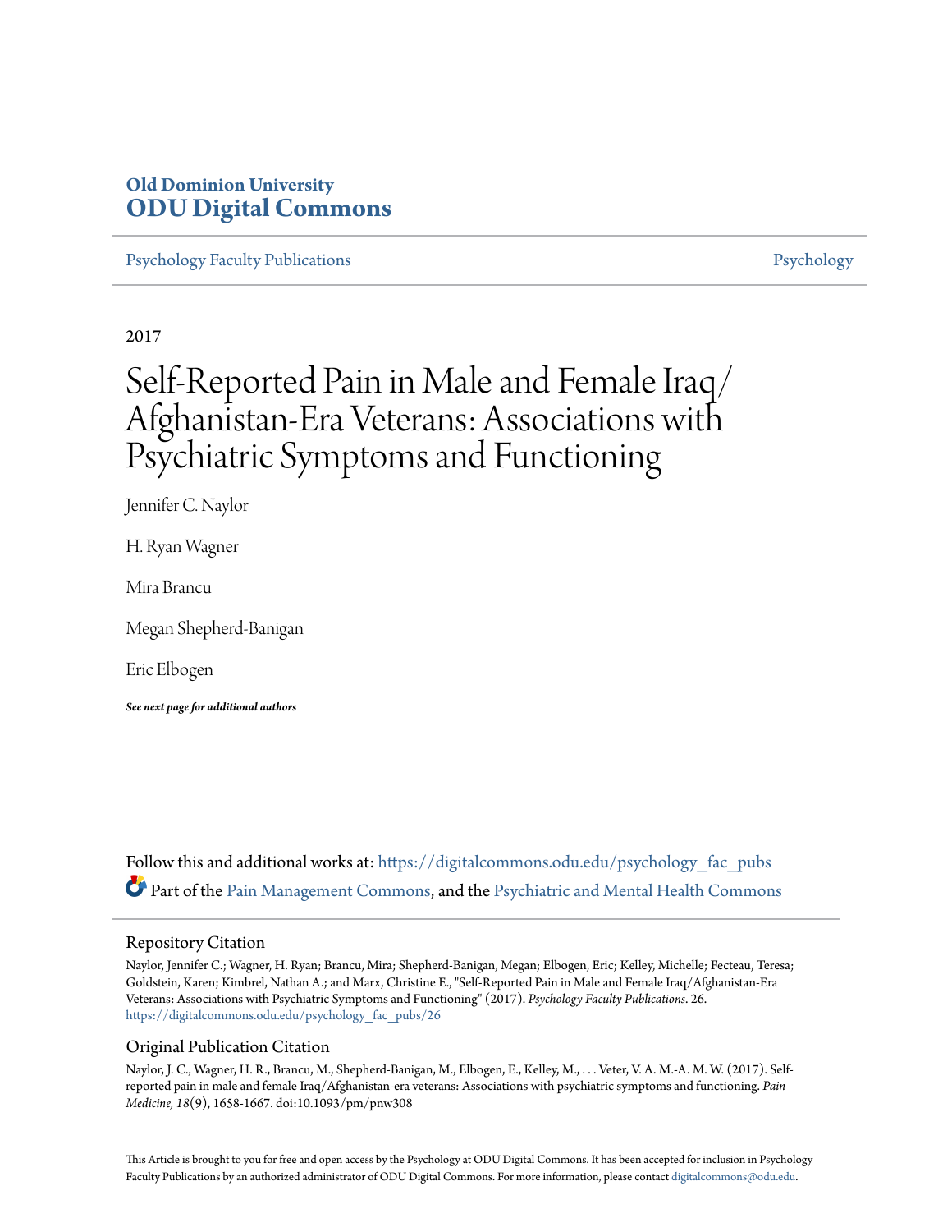# Old Dominion University
# ODU Digital Commons

Psychology Faculty Publications | Psychology

2017

# Self-Reported Pain in Male and Female Iraq/Afghanistan-Era Veterans: Associations with Psychiatric Symptoms and Functioning

Jennifer C. Naylor

H. Ryan Wagner

Mira Brancu

Megan Shepherd-Banigan

Eric Elbogen

***See next page for additional authors***

Follow this and additional works at: https://digitalcommons.odu.edu/psychology_fac_pubs

Part of the Pain Management Commons, and the Psychiatric and Mental Health Commons

## Repository Citation

Naylor, Jennifer C.; Wagner, H. Ryan; Brancu, Mira; Shepherd-Banigan, Megan; Elbogen, Eric; Kelley, Michelle; Fecteau, Teresa; Goldstein, Karen; Kimbrel, Nathan A.; and Marx, Christine E., "Self-Reported Pain in Male and Female Iraq/Afghanistan-Era Veterans: Associations with Psychiatric Symptoms and Functioning" (2017). *Psychology Faculty Publications*. 26.
https://digitalcommons.odu.edu/psychology_fac_pubs/26

## Original Publication Citation

Naylor, J. C., Wagner, H. R., Brancu, M., Shepherd-Banigan, M., Elbogen, E., Kelley, M., . . . Veter, V. A. M.-A. M. W. (2017). Self-reported pain in male and female Iraq/Afghanistan-era veterans: Associations with psychiatric symptoms and functioning. *Pain Medicine, 18*(9), 1658-1667. doi:10.1093/pm/pnw308

This Article is brought to you for free and open access by the Psychology at ODU Digital Commons. It has been accepted for inclusion in Psychology Faculty Publications by an authorized administrator of ODU Digital Commons. For more information, please contact digitalcommons@odu.edu.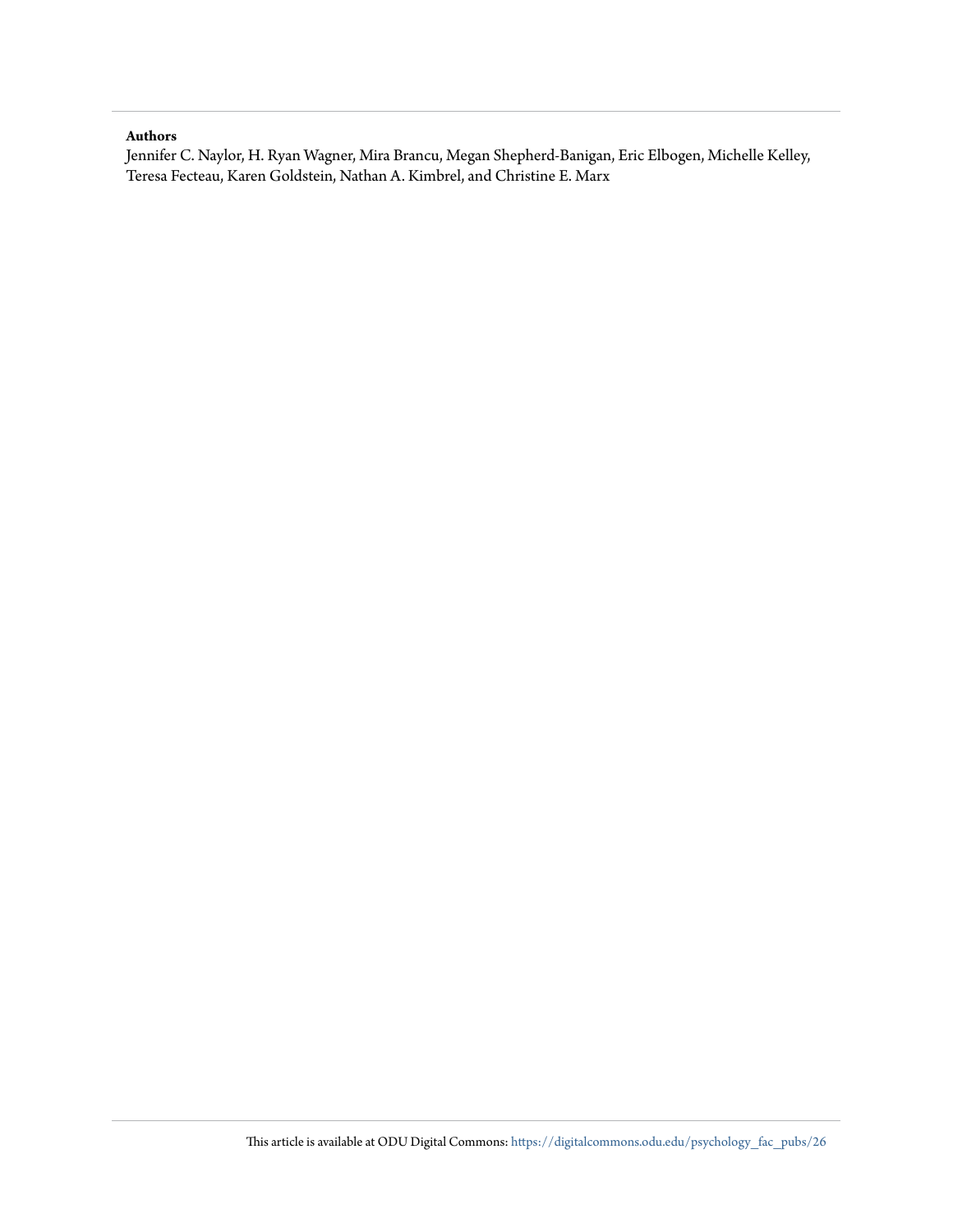**Authors**

Jennifer C. Naylor, H. Ryan Wagner, Mira Brancu, Megan Shepherd-Banigan, Eric Elbogen, Michelle Kelley, Teresa Fecteau, Karen Goldstein, Nathan A. Kimbrel, and Christine E. Marx

This article is available at ODU Digital Commons: https://digitalcommons.odu.edu/psychology_fac_pubs/26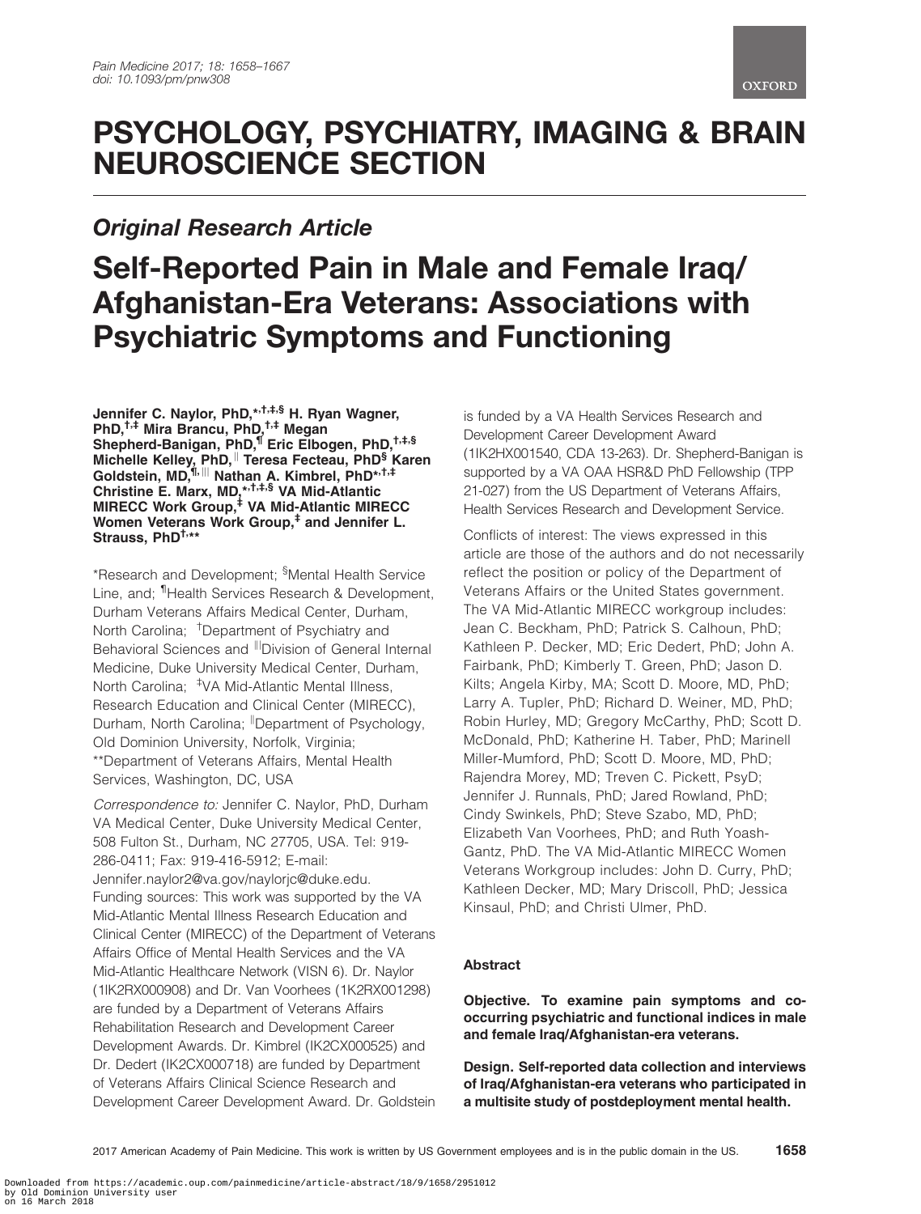# PSYCHOLOGY, PSYCHIATRY, IMAGING & BRAIN NEUROSCIENCE SECTION

## *Original Research Article*

# Self-Reported Pain in Male and Female Iraq/Afghanistan-Era Veterans: Associations with Psychiatric Symptoms and Functioning

**Jennifer C. Naylor, PhD,[*,†,‡,§] H. Ryan Wagner, PhD,[†,‡] Mira Brancu, PhD,[†,‡] Megan Shepherd-Banigan, PhD,[¶] Eric Elbogen, PhD,[†,‡,§] Michelle Kelley, PhD,[‖] Teresa Fecteau, PhD[§] Karen Goldstein, MD,[¶,|||] Nathan A. Kimbrel, PhD[*,†,‡] Christine E. Marx, MD,[*,†,‡,§] VA Mid-Atlantic MIRECC Work Group,[‡] VA Mid-Atlantic MIRECC Women Veterans Work Group,[‡] and Jennifer L. Strauss, PhD[†,**]**

*Research and Development; [§]Mental Health Service Line, and; [¶]Health Services Research & Development, Durham Veterans Affairs Medical Center, Durham, North Carolina; [†]Department of Psychiatry and Behavioral Sciences and [|||]Division of General Internal Medicine, Duke University Medical Center, Durham, North Carolina; [‡]VA Mid-Atlantic Mental Illness, Research Education and Clinical Center (MIRECC), Durham, North Carolina; [‖]Department of Psychology, Old Dominion University, Norfolk, Virginia; **Department of Veterans Affairs, Mental Health Services, Washington, DC, USA

*Correspondence to:* Jennifer C. Naylor, PhD, Durham VA Medical Center, Duke University Medical Center, 508 Fulton St., Durham, NC 27705, USA. Tel: 919-286-0411; Fax: 919-416-5912; E-mail: Jennifer.naylor2@va.gov/naylorjc@duke.edu.

Funding sources: This work was supported by the VA Mid-Atlantic Mental Illness Research Education and Clinical Center (MIRECC) of the Department of Veterans Affairs Office of Mental Health Services and the VA Mid-Atlantic Healthcare Network (VISN 6). Dr. Naylor (1lK2RX000908) and Dr. Van Voorhees (1K2RX001298) are funded by a Department of Veterans Affairs Rehabilitation Research and Development Career Development Awards. Dr. Kimbrel (IK2CX000525) and Dr. Dedert (IK2CX000718) are funded by Department of Veterans Affairs Clinical Science Research and Development Career Development Award. Dr. Goldstein is funded by a VA Health Services Research and Development Career Development Award (1IK2HX001540, CDA 13-263). Dr. Shepherd-Banigan is supported by a VA OAA HSR&D PhD Fellowship (TPP 21-027) from the US Department of Veterans Affairs, Health Services Research and Development Service.

Conflicts of interest: The views expressed in this article are those of the authors and do not necessarily reflect the position or policy of the Department of Veterans Affairs or the United States government. The VA Mid-Atlantic MIRECC workgroup includes: Jean C. Beckham, PhD; Patrick S. Calhoun, PhD; Kathleen P. Decker, MD; Eric Dedert, PhD; John A. Fairbank, PhD; Kimberly T. Green, PhD; Jason D. Kilts; Angela Kirby, MA; Scott D. Moore, MD, PhD; Larry A. Tupler, PhD; Richard D. Weiner, MD, PhD; Robin Hurley, MD; Gregory McCarthy, PhD; Scott D. McDonald, PhD; Katherine H. Taber, PhD; Marinell Miller-Mumford, PhD; Scott D. Moore, MD, PhD; Rajendra Morey, MD; Treven C. Pickett, PsyD; Jennifer J. Runnals, PhD; Jared Rowland, PhD; Cindy Swinkels, PhD; Steve Szabo, MD, PhD; Elizabeth Van Voorhees, PhD; and Ruth Yoash-Gantz, PhD. The VA Mid-Atlantic MIRECC Women Veterans Workgroup includes: John D. Curry, PhD; Kathleen Decker, MD; Mary Driscoll, PhD; Jessica Kinsaul, PhD; and Christi Ulmer, PhD.

### Abstract

**Objective. To examine pain symptoms and co-occurring psychiatric and functional indices in male and female Iraq/Afghanistan-era veterans.**

**Design. Self-reported data collection and interviews of Iraq/Afghanistan-era veterans who participated in a multisite study of postdeployment mental health.**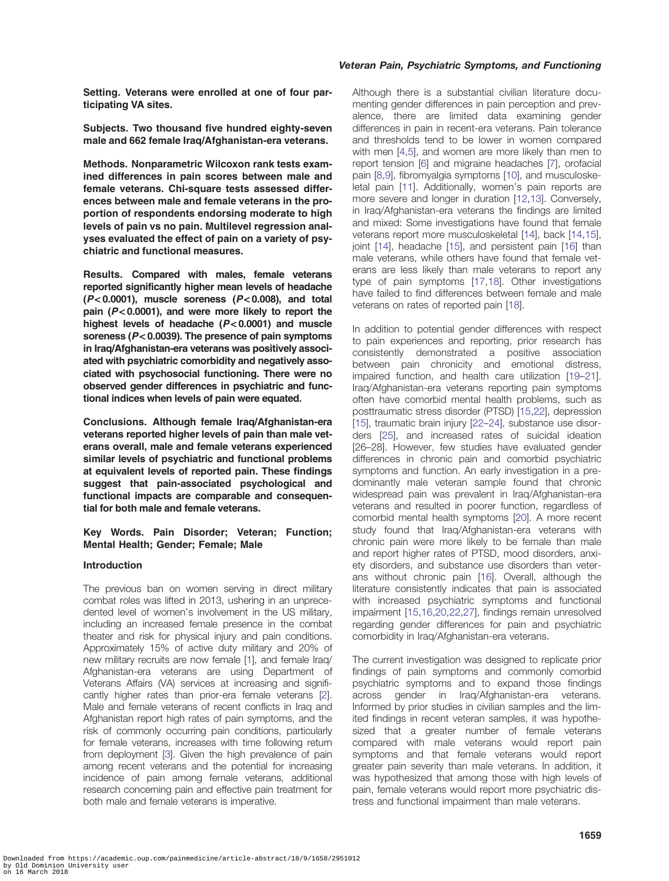**Setting. Veterans were enrolled at one of four participating VA sites.**

**Subjects. Two thousand five hundred eighty-seven male and 662 female Iraq/Afghanistan-era veterans.**

**Methods. Nonparametric Wilcoxon rank tests examined differences in pain scores between male and female veterans. Chi-square tests assessed differences between male and female veterans in the proportion of respondents endorsing moderate to high levels of pain vs no pain. Multilevel regression analyses evaluated the effect of pain on a variety of psychiatric and functional measures.**

**Results. Compared with males, female veterans reported significantly higher mean levels of headache ($P < 0.0001$), muscle soreness ($P < 0.008$), and total pain ($P < 0.0001$), and were more likely to report the highest levels of headache ($P < 0.0001$) and muscle soreness ($P < 0.0039$). The presence of pain symptoms in Iraq/Afghanistan-era veterans was positively associated with psychiatric comorbidity and negatively associated with psychosocial functioning. There were no observed gender differences in psychiatric and functional indices when levels of pain were equated.**

**Conclusions. Although female Iraq/Afghanistan-era veterans reported higher levels of pain than male veterans overall, male and female veterans experienced similar levels of psychiatric and functional problems at equivalent levels of reported pain. These findings suggest that pain-associated psychological and functional impacts are comparable and consequential for both male and female veterans.**

**Key Words. Pain Disorder; Veteran; Function; Mental Health; Gender; Female; Male**

## Introduction

The previous ban on women serving in direct military combat roles was lifted in 2013, ushering in an unprecedented level of women's involvement in the US military, including an increased female presence in the combat theater and risk for physical injury and pain conditions. Approximately 15% of active duty military and 20% of new military recruits are now female [1], and female Iraq/Afghanistan-era veterans are using Department of Veterans Affairs (VA) services at increasing and significantly higher rates than prior-era female veterans [2]. Male and female veterans of recent conflicts in Iraq and Afghanistan report high rates of pain symptoms, and the risk of commonly occurring pain conditions, particularly for female veterans, increases with time following return from deployment [3]. Given the high prevalence of pain among recent veterans and the potential for increasing incidence of pain among female veterans, additional research concerning pain and effective pain treatment for both male and female veterans is imperative.

Although there is a substantial civilian literature documenting gender differences in pain perception and prevalence, there are limited data examining gender differences in pain in recent-era veterans. Pain tolerance and thresholds tend to be lower in women compared with men [4,5], and women are more likely than men to report tension [6] and migraine headaches [7], orofacial pain [8,9], fibromyalgia symptoms [10], and musculoskeletal pain [11]. Additionally, women's pain reports are more severe and longer in duration [12,13]. Conversely, in Iraq/Afghanistan-era veterans the findings are limited and mixed: Some investigations have found that female veterans report more musculoskeletal [14], back [14,15], joint [14], headache [15], and persistent pain [16] than male veterans, while others have found that female veterans are less likely than male veterans to report any type of pain symptoms [17,18]. Other investigations have failed to find differences between female and male veterans on rates of reported pain [18].

In addition to potential gender differences with respect to pain experiences and reporting, prior research has consistently demonstrated a positive association between pain chronicity and emotional distress, impaired function, and health care utilization [19–21]. Iraq/Afghanistan-era veterans reporting pain symptoms often have comorbid mental health problems, such as posttraumatic stress disorder (PTSD) [15,22], depression [15], traumatic brain injury [22–24], substance use disorders [25], and increased rates of suicidal ideation [26–28]. However, few studies have evaluated gender differences in chronic pain and comorbid psychiatric symptoms and function. An early investigation in a predominantly male veteran sample found that chronic widespread pain was prevalent in Iraq/Afghanistan-era veterans and resulted in poorer function, regardless of comorbid mental health symptoms [20]. A more recent study found that Iraq/Afghanistan-era veterans with chronic pain were more likely to be female than male and report higher rates of PTSD, mood disorders, anxiety disorders, and substance use disorders than veterans without chronic pain [16]. Overall, although the literature consistently indicates that pain is associated with increased psychiatric symptoms and functional impairment [15,16,20,22,27], findings remain unresolved regarding gender differences for pain and psychiatric comorbidity in Iraq/Afghanistan-era veterans.

The current investigation was designed to replicate prior findings of pain symptoms and commonly comorbid psychiatric symptoms and to expand those findings across gender in Iraq/Afghanistan-era veterans. Informed by prior studies in civilian samples and the limited findings in recent veteran samples, it was hypothesized that a greater number of female veterans compared with male veterans would report pain symptoms and that female veterans would report greater pain severity than male veterans. In addition, it was hypothesized that among those with high levels of pain, female veterans would report more psychiatric distress and functional impairment than male veterans.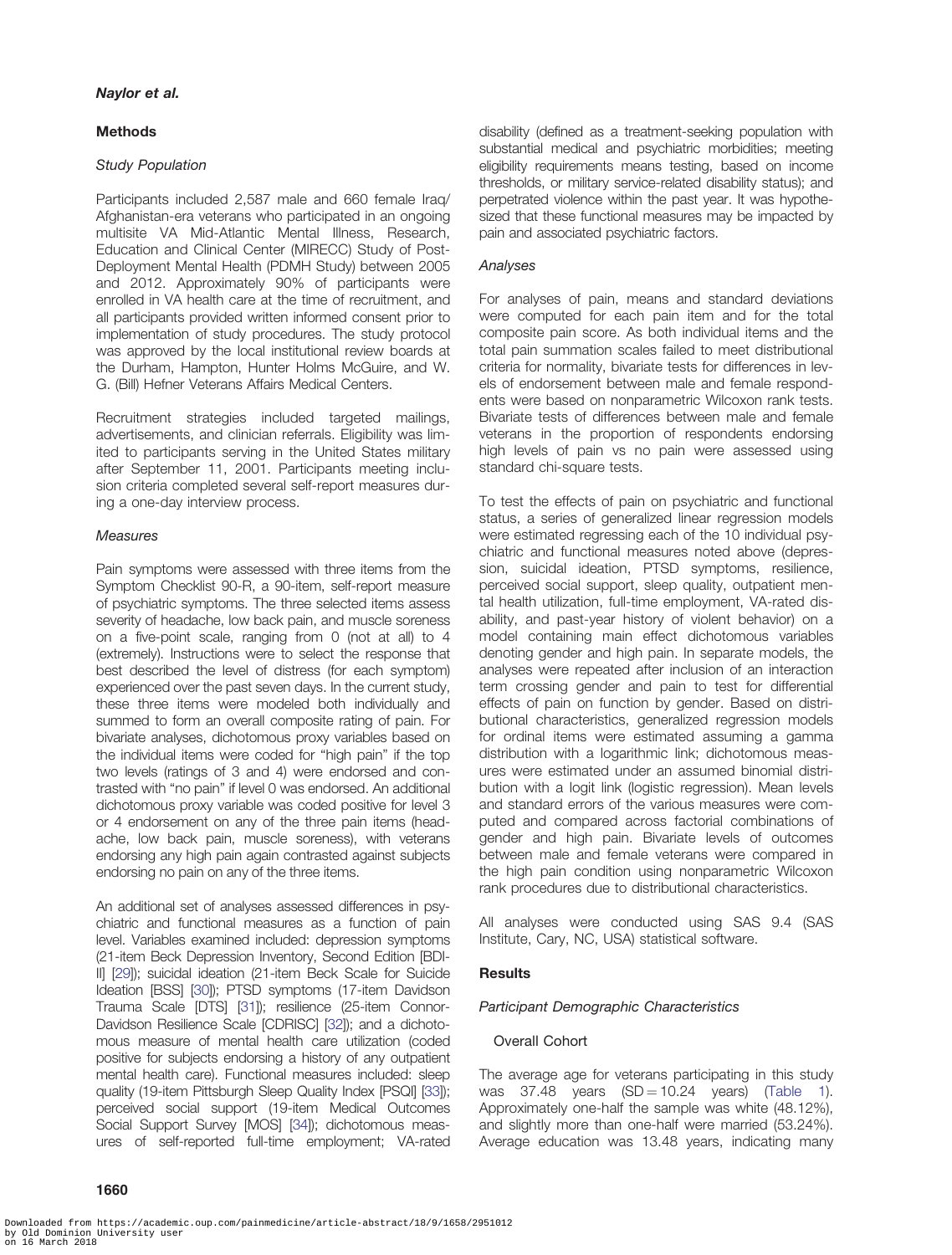## Methods

### *Study Population*

Participants included 2,587 male and 660 female Iraq/Afghanistan-era veterans who participated in an ongoing multisite VA Mid-Atlantic Mental Illness, Research, Education and Clinical Center (MIRECC) Study of Post-Deployment Mental Health (PDMH Study) between 2005 and 2012. Approximately 90% of participants were enrolled in VA health care at the time of recruitment, and all participants provided written informed consent prior to implementation of study procedures. The study protocol was approved by the local institutional review boards at the Durham, Hampton, Hunter Holms McGuire, and W. G. (Bill) Hefner Veterans Affairs Medical Centers.

Recruitment strategies included targeted mailings, advertisements, and clinician referrals. Eligibility was limited to participants serving in the United States military after September 11, 2001. Participants meeting inclusion criteria completed several self-report measures during a one-day interview process.

### *Measures*

Pain symptoms were assessed with three items from the Symptom Checklist 90-R, a 90-item, self-report measure of psychiatric symptoms. The three selected items assess severity of headache, low back pain, and muscle soreness on a five-point scale, ranging from 0 (not at all) to 4 (extremely). Instructions were to select the response that best described the level of distress (for each symptom) experienced over the past seven days. In the current study, these three items were modeled both individually and summed to form an overall composite rating of pain. For bivariate analyses, dichotomous proxy variables based on the individual items were coded for "high pain" if the top two levels (ratings of 3 and 4) were endorsed and contrasted with "no pain" if level 0 was endorsed. An additional dichotomous proxy variable was coded positive for level 3 or 4 endorsement on any of the three pain items (headache, low back pain, muscle soreness), with veterans endorsing any high pain again contrasted against subjects endorsing no pain on any of the three items.

An additional set of analyses assessed differences in psychiatric and functional measures as a function of pain level. Variables examined included: depression symptoms (21-item Beck Depression Inventory, Second Edition [BDI-II] [29]); suicidal ideation (21-item Beck Scale for Suicide Ideation [BSS] [30]); PTSD symptoms (17-item Davidson Trauma Scale [DTS] [31]); resilience (25-item Connor-Davidson Resilience Scale [CDRISC] [32]); and a dichotomous measure of mental health care utilization (coded positive for subjects endorsing a history of any outpatient mental health care). Functional measures included: sleep quality (19-item Pittsburgh Sleep Quality Index [PSQI] [33]); perceived social support (19-item Medical Outcomes Social Support Survey [MOS] [34]); dichotomous measures of self-reported full-time employment; VA-rated disability (defined as a treatment-seeking population with substantial medical and psychiatric morbidities; meeting eligibility requirements means testing, based on income thresholds, or military service-related disability status); and perpetrated violence within the past year. It was hypothesized that these functional measures may be impacted by pain and associated psychiatric factors.

### *Analyses*

For analyses of pain, means and standard deviations were computed for each pain item and for the total composite pain score. As both individual items and the total pain summation scales failed to meet distributional criteria for normality, bivariate tests for differences in levels of endorsement between male and female respondents were based on nonparametric Wilcoxon rank tests. Bivariate tests of differences between male and female veterans in the proportion of respondents endorsing high levels of pain vs no pain were assessed using standard chi-square tests.

To test the effects of pain on psychiatric and functional status, a series of generalized linear regression models were estimated regressing each of the 10 individual psychiatric and functional measures noted above (depression, suicidal ideation, PTSD symptoms, resilience, perceived social support, sleep quality, outpatient mental health utilization, full-time employment, VA-rated disability, and past-year history of violent behavior) on a model containing main effect dichotomous variables denoting gender and high pain. In separate models, the analyses were repeated after inclusion of an interaction term crossing gender and pain to test for differential effects of pain on function by gender. Based on distributional characteristics, generalized regression models for ordinal items were estimated assuming a gamma distribution with a logarithmic link; dichotomous measures were estimated under an assumed binomial distribution with a logit link (logistic regression). Mean levels and standard errors of the various measures were computed and compared across factorial combinations of gender and high pain. Bivariate levels of outcomes between male and female veterans were compared in the high pain condition using nonparametric Wilcoxon rank procedures due to distributional characteristics.

All analyses were conducted using SAS 9.4 (SAS Institute, Cary, NC, USA) statistical software.

## Results

### *Participant Demographic Characteristics*

#### Overall Cohort

The average age for veterans participating in this study was 37.48 years (SD = 10.24 years) (Table 1). Approximately one-half the sample was white (48.12%), and slightly more than one-half were married (53.24%). Average education was 13.48 years, indicating many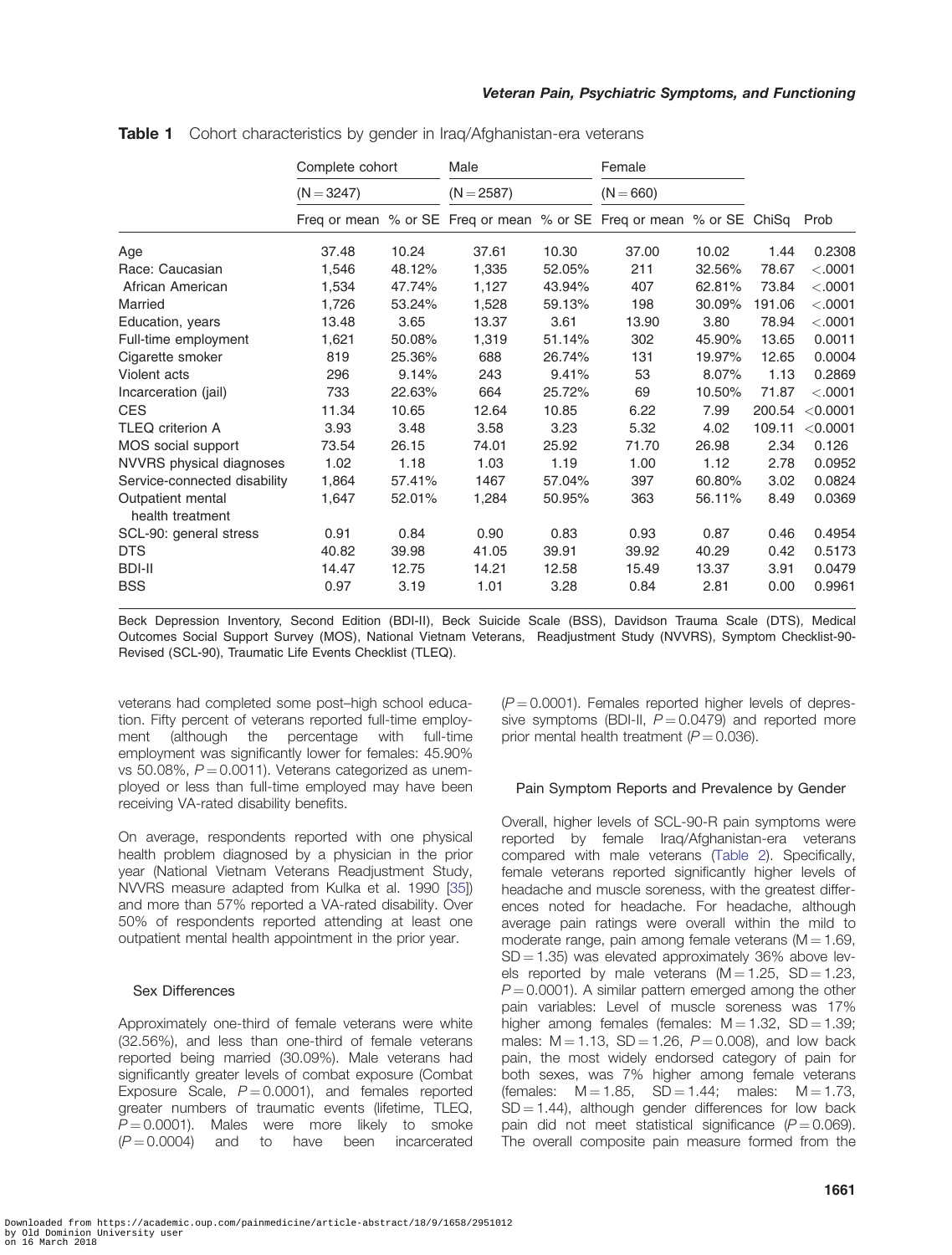**Table 1** Cohort characteristics by gender in Iraq/Afghanistan-era veterans

| | Complete cohort (N = 3247) | | Male (N = 2587) | | Female (N = 660) | | | |
|---|---|---|---|---|---|---|---|---|
| | Freq or mean | % or SE | Freq or mean | % or SE | Freq or mean | % or SE | ChiSq | Prob |
| Age | 37.48 | 10.24 | 37.61 | 10.30 | 37.00 | 10.02 | 1.44 | 0.2308 |
| Race: Caucasian | 1,546 | 48.12% | 1,335 | 52.05% | 211 | 32.56% | 78.67 | <.0001 |
| African American | 1,534 | 47.74% | 1,127 | 43.94% | 407 | 62.81% | 73.84 | <.0001 |
| Married | 1,726 | 53.24% | 1,528 | 59.13% | 198 | 30.09% | 191.06 | <.0001 |
| Education, years | 13.48 | 3.65 | 13.37 | 3.61 | 13.90 | 3.80 | 78.94 | <.0001 |
| Full-time employment | 1,621 | 50.08% | 1,319 | 51.14% | 302 | 45.90% | 13.65 | 0.0011 |
| Cigarette smoker | 819 | 25.36% | 688 | 26.74% | 131 | 19.97% | 12.65 | 0.0004 |
| Violent acts | 296 | 9.14% | 243 | 9.41% | 53 | 8.07% | 1.13 | 0.2869 |
| Incarceration (jail) | 733 | 22.63% | 664 | 25.72% | 69 | 10.50% | 71.87 | <.0001 |
| CES | 11.34 | 10.65 | 12.64 | 10.85 | 6.22 | 7.99 | 200.54 | <0.0001 |
| TLEQ criterion A | 3.93 | 3.48 | 3.58 | 3.23 | 5.32 | 4.02 | 109.11 | <0.0001 |
| MOS social support | 73.54 | 26.15 | 74.01 | 25.92 | 71.70 | 26.98 | 2.34 | 0.126 |
| NVVRS physical diagnoses | 1.02 | 1.18 | 1.03 | 1.19 | 1.00 | 1.12 | 2.78 | 0.0952 |
| Service-connected disability | 1,864 | 57.41% | 1467 | 57.04% | 397 | 60.80% | 3.02 | 0.0824 |
| Outpatient mental health treatment | 1,647 | 52.01% | 1,284 | 50.95% | 363 | 56.11% | 8.49 | 0.0369 |
| SCL-90: general stress | 0.91 | 0.84 | 0.90 | 0.83 | 0.93 | 0.87 | 0.46 | 0.4954 |
| DTS | 40.82 | 39.98 | 41.05 | 39.91 | 39.92 | 40.29 | 0.42 | 0.5173 |
| BDI-II | 14.47 | 12.75 | 14.21 | 12.58 | 15.49 | 13.37 | 3.91 | 0.0479 |
| BSS | 0.97 | 3.19 | 1.01 | 3.28 | 0.84 | 2.81 | 0.00 | 0.9961 |

Beck Depression Inventory, Second Edition (BDI-II), Beck Suicide Scale (BSS), Davidson Trauma Scale (DTS), Medical Outcomes Social Support Survey (MOS), National Vietnam Veterans, Readjustment Study (NVVRS), Symptom Checklist-90-Revised (SCL-90), Traumatic Life Events Checklist (TLEQ).

veterans had completed some post–high school education. Fifty percent of veterans reported full-time employment (although the percentage with full-time employment was significantly lower for females: 45.90% vs 50.08%, $P = 0.0011$). Veterans categorized as unemployed or less than full-time employed may have been receiving VA-rated disability benefits.

On average, respondents reported with one physical health problem diagnosed by a physician in the prior year (National Vietnam Veterans Readjustment Study, NVVRS measure adapted from Kulka et al. 1990 [35]) and more than 57% reported a VA-rated disability. Over 50% of respondents reported attending at least one outpatient mental health appointment in the prior year.

### Sex Differences

Approximately one-third of female veterans were white (32.56%), and less than one-third of female veterans reported being married (30.09%). Male veterans had significantly greater levels of combat exposure (Combat Exposure Scale, $P = 0.0001$), and females reported greater numbers of traumatic events (lifetime, TLEQ, $P = 0.0001$). Males were more likely to smoke ($P = 0.0004$) and to have been incarcerated ($P = 0.0001$). Females reported higher levels of depressive symptoms (BDI-II, $P = 0.0479$) and reported more prior mental health treatment ($P = 0.036$).

### Pain Symptom Reports and Prevalence by Gender

Overall, higher levels of SCL-90-R pain symptoms were reported by female Iraq/Afghanistan-era veterans compared with male veterans (Table 2). Specifically, female veterans reported significantly higher levels of headache and muscle soreness, with the greatest differences noted for headache. For headache, although average pain ratings were overall within the mild to moderate range, pain among female veterans ($M = 1.69$, $SD = 1.35$) was elevated approximately 36% above levels reported by male veterans ($M = 1.25$, $SD = 1.23$, $P = 0.0001$). A similar pattern emerged among the other pain variables: Level of muscle soreness was 17% higher among females (females: $M = 1.32$, $SD = 1.39$; males: $M = 1.13$, $SD = 1.26$, $P = 0.008$), and low back pain, the most widely endorsed category of pain for both sexes, was 7% higher among female veterans (females: $M = 1.85$, $SD = 1.44$; males: $M = 1.73$, $SD = 1.44$), although gender differences for low back pain did not meet statistical significance ($P = 0.069$). The overall composite pain measure formed from the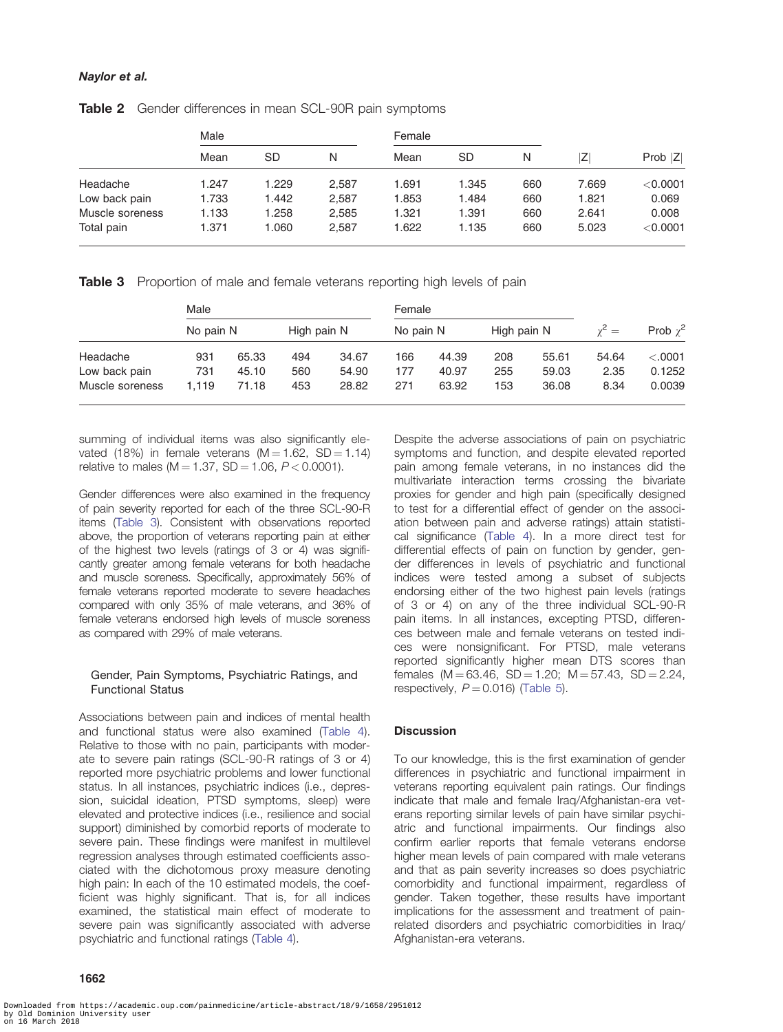**Table 2** Gender differences in mean SCL-90R pain symptoms

| | Male | | | Female | | | | |
|---|---|---|---|---|---|---|---|---|
| | Mean | SD | N | Mean | SD | N | $\|Z\|$ | Prob $\|Z\|$ |
| Headache | 1.247 | 1.229 | 2,587 | 1.691 | 1.345 | 660 | 7.669 | <0.0001 |
| Low back pain | 1.733 | 1.442 | 2,587 | 1.853 | 1.484 | 660 | 1.821 | 0.069 |
| Muscle soreness | 1.133 | 1.258 | 2,585 | 1.321 | 1.391 | 660 | 2.641 | 0.008 |
| Total pain | 1.371 | 1.060 | 2,587 | 1.622 | 1.135 | 660 | 5.023 | <0.0001 |

**Table 3** Proportion of male and female veterans reporting high levels of pain

| | Male | | | | Female | | | | | |
|---|---|---|---|---|---|---|---|---|---|---|
| | No pain N | | High pain N | | No pain N | | High pain N | | $\chi^2 =$ | Prob $\chi^2$ |
| Headache | 931 | 65.33 | 494 | 34.67 | 166 | 44.39 | 208 | 55.61 | 54.64 | <.0001 |
| Low back pain | 731 | 45.10 | 560 | 54.90 | 177 | 40.97 | 255 | 59.03 | 2.35 | 0.1252 |
| Muscle soreness | 1,119 | 71.18 | 453 | 28.82 | 271 | 63.92 | 153 | 36.08 | 8.34 | 0.0039 |

summing of individual items was also significantly elevated (18%) in female veterans ($M = 1.62$, $SD = 1.14$) relative to males ($M = 1.37$, $SD = 1.06$, $P < 0.0001$).

Gender differences were also examined in the frequency of pain severity reported for each of the three SCL-90-R items (Table 3). Consistent with observations reported above, the proportion of veterans reporting pain at either of the highest two levels (ratings of 3 or 4) was significantly greater among female veterans for both headache and muscle soreness. Specifically, approximately 56% of female veterans reported moderate to severe headaches compared with only 35% of male veterans, and 36% of female veterans endorsed high levels of muscle soreness as compared with 29% of male veterans.

### Gender, Pain Symptoms, Psychiatric Ratings, and Functional Status

Associations between pain and indices of mental health and functional status were also examined (Table 4). Relative to those with no pain, participants with moderate to severe pain ratings (SCL-90-R ratings of 3 or 4) reported more psychiatric problems and lower functional status. In all instances, psychiatric indices (i.e., depression, suicidal ideation, PTSD symptoms, sleep) were elevated and protective indices (i.e., resilience and social support) diminished by comorbid reports of moderate to severe pain. These findings were manifest in multilevel regression analyses through estimated coefficients associated with the dichotomous proxy measure denoting high pain: In each of the 10 estimated models, the coefficient was highly significant. That is, for all indices examined, the statistical main effect of moderate to severe pain was significantly associated with adverse psychiatric and functional ratings (Table 4).

Despite the adverse associations of pain on psychiatric symptoms and function, and despite elevated reported pain among female veterans, in no instances did the multivariate interaction terms crossing the bivariate proxies for gender and high pain (specifically designed to test for a differential effect of gender on the association between pain and adverse ratings) attain statistical significance (Table 4). In a more direct test for differential effects of pain on function by gender, gender differences in levels of psychiatric and functional indices were tested among a subset of subjects endorsing either of the two highest pain levels (ratings of 3 or 4) on any of the three individual SCL-90-R pain items. In all instances, excepting PTSD, differences between male and female veterans on tested indices were nonsignificant. For PTSD, male veterans reported significantly higher mean DTS scores than females ($M = 63.46$, $SD = 1.20$; $M = 57.43$, $SD = 2.24$, respectively, $P = 0.016$) (Table 5).

## Discussion

To our knowledge, this is the first examination of gender differences in psychiatric and functional impairment in veterans reporting equivalent pain ratings. Our findings indicate that male and female Iraq/Afghanistan-era veterans reporting similar levels of pain have similar psychiatric and functional impairments. Our findings also confirm earlier reports that female veterans endorse higher mean levels of pain compared with male veterans and that as pain severity increases so does psychiatric comorbidity and functional impairment, regardless of gender. Taken together, these results have important implications for the assessment and treatment of pain-related disorders and psychiatric comorbidities in Iraq/Afghanistan-era veterans.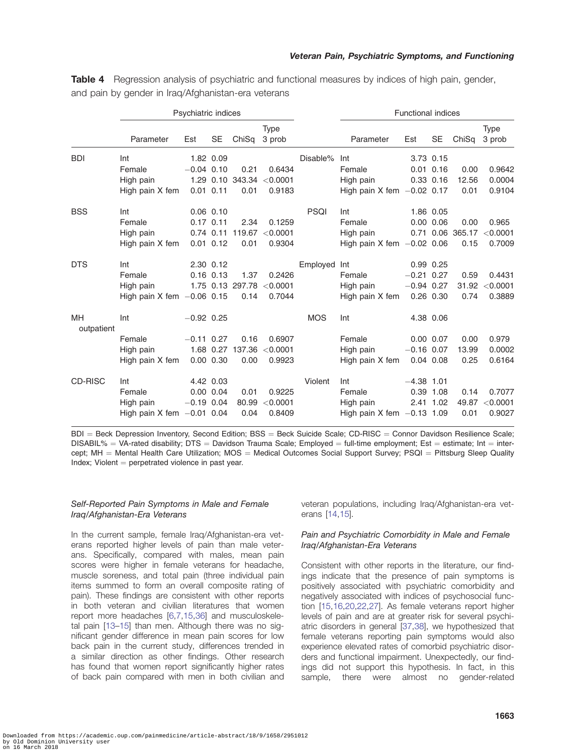**Table 4** Regression analysis of psychiatric and functional measures by indices of high pain, gender, and pain by gender in Iraq/Afghanistan-era veterans

| | Psychiatric indices | | | | | | Functional indices | | | | |
|---|---|---|---|---|---|---|---|---|---|---|---|
| | Parameter | Est | SE | ChiSq | Type 3 prob | | Parameter | Est | SE | ChiSq | Type 3 prob |
| BDI | Int | 1.82 | 0.09 | | | Disable% | Int | 3.73 | 0.15 | | |
| | Female | −0.04 | 0.10 | 0.21 | 0.6434 | | Female | 0.01 | 0.16 | 0.00 | 0.9642 |
| | High pain | 1.29 | 0.10 | 343.34 | <0.0001 | | High pain | 0.33 | 0.16 | 12.56 | 0.0004 |
| | High pain X fem | 0.01 | 0.11 | 0.01 | 0.9183 | | High pain X fem | −0.02 | 0.17 | 0.01 | 0.9104 |
| BSS | Int | 0.06 | 0.10 | | | PSQI | Int | 1.86 | 0.05 | | |
| | Female | 0.17 | 0.11 | 2.34 | 0.1259 | | Female | 0.00 | 0.06 | 0.00 | 0.965 |
| | High pain | 0.74 | 0.11 | 119.67 | <0.0001 | | High pain | 0.71 | 0.06 | 365.17 | <0.0001 |
| | High pain X fem | 0.01 | 0.12 | 0.01 | 0.9304 | | High pain X fem | −0.02 | 0.06 | 0.15 | 0.7009 |
| DTS | Int | 2.30 | 0.12 | | | Employed | Int | 0.99 | 0.25 | | |
| | Female | 0.16 | 0.13 | 1.37 | 0.2426 | | Female | −0.21 | 0.27 | 0.59 | 0.4431 |
| | High pain | 1.75 | 0.13 | 297.78 | <0.0001 | | High pain | −0.94 | 0.27 | 31.92 | <0.0001 |
| | High pain X fem | −0.06 | 0.15 | 0.14 | 0.7044 | | High pain X fem | 0.26 | 0.30 | 0.74 | 0.3889 |
| MH outpatient | Int | −0.92 | 0.25 | | | MOS | Int | 4.38 | 0.06 | | |
| | Female | −0.11 | 0.27 | 0.16 | 0.6907 | | Female | 0.00 | 0.07 | 0.00 | 0.979 |
| | High pain | 1.68 | 0.27 | 137.36 | <0.0001 | | High pain | −0.16 | 0.07 | 13.99 | 0.0002 |
| | High pain X fem | 0.00 | 0.30 | 0.00 | 0.9923 | | High pain X fem | 0.04 | 0.08 | 0.25 | 0.6164 |
| CD-RISC | Int | 4.42 | 0.03 | | | Violent | Int | −4.38 | 1.01 | | |
| | Female | 0.00 | 0.04 | 0.01 | 0.9225 | | Female | 0.39 | 1.08 | 0.14 | 0.7077 |
| | High pain | −0.19 | 0.04 | 80.99 | <0.0001 | | High pain | 2.41 | 1.02 | 49.87 | <0.0001 |
| | High pain X fem | −0.01 | 0.04 | 0.04 | 0.8409 | | High pain X fem | −0.13 | 1.09 | 0.01 | 0.9027 |

BDI = Beck Depression Inventory, Second Edition; BSS = Beck Suicide Scale; CD-RISC = Connor Davidson Resilience Scale; DISABIL% = VA-rated disability; DTS = Davidson Trauma Scale; Employed = full-time employment; Est = estimate; Int = intercept; MH = Mental Health Care Utilization; MOS = Medical Outcomes Social Support Survey; PSQI = Pittsburg Sleep Quality Index; Violent = perpetrated violence in past year.

### *Self-Reported Pain Symptoms in Male and Female Iraq/Afghanistan-Era Veterans*

In the current sample, female Iraq/Afghanistan-era veterans reported higher levels of pain than male veterans. Specifically, compared with males, mean pain scores were higher in female veterans for headache, muscle soreness, and total pain (three individual pain items summed to form an overall composite rating of pain). These findings are consistent with other reports in both veteran and civilian literatures that women report more headaches [6,7,15,36] and musculoskeletal pain [13–15] than men. Although there was no significant gender difference in mean pain scores for low back pain in the current study, differences trended in a similar direction as other findings. Other research has found that women report significantly higher rates of back pain compared with men in both civilian and veteran populations, including Iraq/Afghanistan-era veterans [14,15].

### *Pain and Psychiatric Comorbidity in Male and Female Iraq/Afghanistan-Era Veterans*

Consistent with other reports in the literature, our findings indicate that the presence of pain symptoms is positively associated with psychiatric comorbidity and negatively associated with indices of psychosocial function [15,16,20,22,27]. As female veterans report higher levels of pain and are at greater risk for several psychiatric disorders in general [37,38], we hypothesized that female veterans reporting pain symptoms would also experience elevated rates of comorbid psychiatric disorders and functional impairment. Unexpectedly, our findings did not support this hypothesis. In fact, in this sample, there were almost no gender-related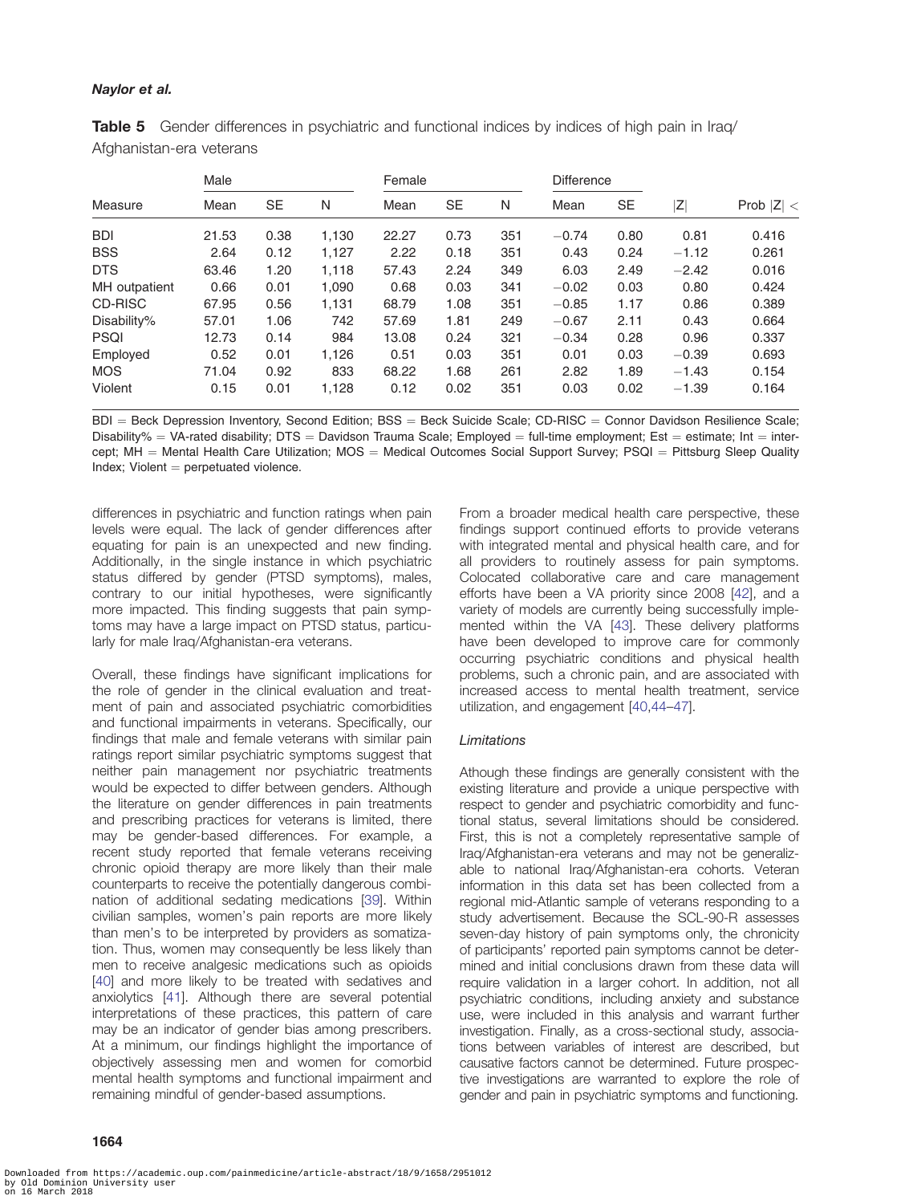**Table 5** Gender differences in psychiatric and functional indices by indices of high pain in Iraq/Afghanistan-era veterans

| | Male | | | Female | | | Difference | | | |
|---|---|---|---|---|---|---|---|---|---|---|
| Measure | Mean | SE | N | Mean | SE | N | Mean | SE | \|Z\| | Prob \|Z\| < |
| BDI | 21.53 | 0.38 | 1,130 | 22.27 | 0.73 | 351 | −0.74 | 0.80 | 0.81 | 0.416 |
| BSS | 2.64 | 0.12 | 1,127 | 2.22 | 0.18 | 351 | 0.43 | 0.24 | −1.12 | 0.261 |
| DTS | 63.46 | 1.20 | 1,118 | 57.43 | 2.24 | 349 | 6.03 | 2.49 | −2.42 | 0.016 |
| MH outpatient | 0.66 | 0.01 | 1,090 | 0.68 | 0.03 | 341 | −0.02 | 0.03 | 0.80 | 0.424 |
| CD-RISC | 67.95 | 0.56 | 1,131 | 68.79 | 1.08 | 351 | −0.85 | 1.17 | 0.86 | 0.389 |
| Disability% | 57.01 | 1.06 | 742 | 57.69 | 1.81 | 249 | −0.67 | 2.11 | 0.43 | 0.664 |
| PSQI | 12.73 | 0.14 | 984 | 13.08 | 0.24 | 321 | −0.34 | 0.28 | 0.96 | 0.337 |
| Employed | 0.52 | 0.01 | 1,126 | 0.51 | 0.03 | 351 | 0.01 | 0.03 | −0.39 | 0.693 |
| MOS | 71.04 | 0.92 | 833 | 68.22 | 1.68 | 261 | 2.82 | 1.89 | −1.43 | 0.154 |
| Violent | 0.15 | 0.01 | 1,128 | 0.12 | 0.02 | 351 | 0.03 | 0.02 | −1.39 | 0.164 |

BDI = Beck Depression Inventory, Second Edition; BSS = Beck Suicide Scale; CD-RISC = Connor Davidson Resilience Scale; Disability% = VA-rated disability; DTS = Davidson Trauma Scale; Employed = full-time employment; Est = estimate; Int = intercept; MH = Mental Health Care Utilization; MOS = Medical Outcomes Social Support Survey; PSQI = Pittsburg Sleep Quality Index; Violent = perpetuated violence.

differences in psychiatric and function ratings when pain levels were equal. The lack of gender differences after equating for pain is an unexpected and new finding. Additionally, in the single instance in which psychiatric status differed by gender (PTSD symptoms), males, contrary to our initial hypotheses, were significantly more impacted. This finding suggests that pain symptoms may have a large impact on PTSD status, particularly for male Iraq/Afghanistan-era veterans.

Overall, these findings have significant implications for the role of gender in the clinical evaluation and treatment of pain and associated psychiatric comorbidities and functional impairments in veterans. Specifically, our findings that male and female veterans with similar pain ratings report similar psychiatric symptoms suggest that neither pain management nor psychiatric treatments would be expected to differ between genders. Although the literature on gender differences in pain treatments and prescribing practices for veterans is limited, there may be gender-based differences. For example, a recent study reported that female veterans receiving chronic opioid therapy are more likely than their male counterparts to receive the potentially dangerous combination of additional sedating medications [39]. Within civilian samples, women's pain reports are more likely than men's to be interpreted by providers as somatization. Thus, women may consequently be less likely than men to receive analgesic medications such as opioids [40] and more likely to be treated with sedatives and anxiolytics [41]. Although there are several potential interpretations of these practices, this pattern of care may be an indicator of gender bias among prescribers. At a minimum, our findings highlight the importance of objectively assessing men and women for comorbid mental health symptoms and functional impairment and remaining mindful of gender-based assumptions.

From a broader medical health care perspective, these findings support continued efforts to provide veterans with integrated mental and physical health care, and for all providers to routinely assess for pain symptoms. Colocated collaborative care and care management efforts have been a VA priority since 2008 [42], and a variety of models are currently being successfully implemented within the VA [43]. These delivery platforms have been developed to improve care for commonly occurring psychiatric conditions and physical health problems, such a chronic pain, and are associated with increased access to mental health treatment, service utilization, and engagement [40,44–47].

### *Limitations*

Athough these findings are generally consistent with the existing literature and provide a unique perspective with respect to gender and psychiatric comorbidity and functional status, several limitations should be considered. First, this is not a completely representative sample of Iraq/Afghanistan-era veterans and may not be generalizable to national Iraq/Afghanistan-era cohorts. Veteran information in this data set has been collected from a regional mid-Atlantic sample of veterans responding to a study advertisement. Because the SCL-90-R assesses seven-day history of pain symptoms only, the chronicity of participants' reported pain symptoms cannot be determined and initial conclusions drawn from these data will require validation in a larger cohort. In addition, not all psychiatric conditions, including anxiety and substance use, were included in this analysis and warrant further investigation. Finally, as a cross-sectional study, associations between variables of interest are described, but causative factors cannot be determined. Future prospective investigations are warranted to explore the role of gender and pain in psychiatric symptoms and functioning.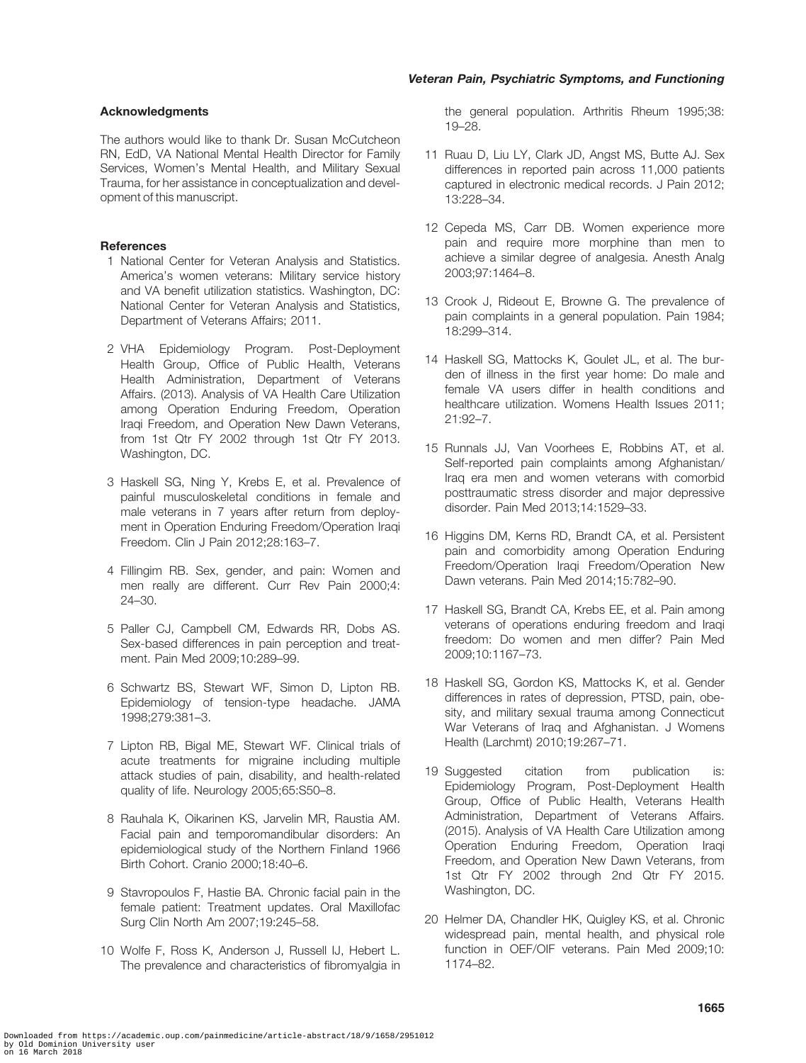## Acknowledgments

The authors would like to thank Dr. Susan McCutcheon RN, EdD, VA National Mental Health Director for Family Services, Women's Mental Health, and Military Sexual Trauma, for her assistance in conceptualization and development of this manuscript.

## References

1. National Center for Veteran Analysis and Statistics. America's women veterans: Military service history and VA benefit utilization statistics. Washington, DC: National Center for Veteran Analysis and Statistics, Department of Veterans Affairs; 2011.
2. VHA Epidemiology Program. Post-Deployment Health Group, Office of Public Health, Veterans Health Administration, Department of Veterans Affairs. (2013). Analysis of VA Health Care Utilization among Operation Enduring Freedom, Operation Iraqi Freedom, and Operation New Dawn Veterans, from 1st Qtr FY 2002 through 1st Qtr FY 2013. Washington, DC.
3. Haskell SG, Ning Y, Krebs E, et al. Prevalence of painful musculoskeletal conditions in female and male veterans in 7 years after return from deployment in Operation Enduring Freedom/Operation Iraqi Freedom. Clin J Pain 2012;28:163–7.
4. Fillingim RB. Sex, gender, and pain: Women and men really are different. Curr Rev Pain 2000;4: 24–30.
5. Paller CJ, Campbell CM, Edwards RR, Dobs AS. Sex-based differences in pain perception and treatment. Pain Med 2009;10:289–99.
6. Schwartz BS, Stewart WF, Simon D, Lipton RB. Epidemiology of tension-type headache. JAMA 1998;279:381–3.
7. Lipton RB, Bigal ME, Stewart WF. Clinical trials of acute treatments for migraine including multiple attack studies of pain, disability, and health-related quality of life. Neurology 2005;65:S50–8.
8. Rauhala K, Oikarinen KS, Jarvelin MR, Raustia AM. Facial pain and temporomandibular disorders: An epidemiological study of the Northern Finland 1966 Birth Cohort. Cranio 2000;18:40–6.
9. Stavropoulos F, Hastie BA. Chronic facial pain in the female patient: Treatment updates. Oral Maxillofac Surg Clin North Am 2007;19:245–58.
10. Wolfe F, Ross K, Anderson J, Russell IJ, Hebert L. The prevalence and characteristics of fibromyalgia in the general population. Arthritis Rheum 1995;38: 19–28.
11. Ruau D, Liu LY, Clark JD, Angst MS, Butte AJ. Sex differences in reported pain across 11,000 patients captured in electronic medical records. J Pain 2012; 13:228–34.
12. Cepeda MS, Carr DB. Women experience more pain and require more morphine than men to achieve a similar degree of analgesia. Anesth Analg 2003;97:1464–8.
13. Crook J, Rideout E, Browne G. The prevalence of pain complaints in a general population. Pain 1984; 18:299–314.
14. Haskell SG, Mattocks K, Goulet JL, et al. The burden of illness in the first year home: Do male and female VA users differ in health conditions and healthcare utilization. Womens Health Issues 2011; 21:92–7.
15. Runnals JJ, Van Voorhees E, Robbins AT, et al. Self-reported pain complaints among Afghanistan/ Iraq era men and women veterans with comorbid posttraumatic stress disorder and major depressive disorder. Pain Med 2013;14:1529–33.
16. Higgins DM, Kerns RD, Brandt CA, et al. Persistent pain and comorbidity among Operation Enduring Freedom/Operation Iraqi Freedom/Operation New Dawn veterans. Pain Med 2014;15:782–90.
17. Haskell SG, Brandt CA, Krebs EE, et al. Pain among veterans of operations enduring freedom and Iraqi freedom: Do women and men differ? Pain Med 2009;10:1167–73.
18. Haskell SG, Gordon KS, Mattocks K, et al. Gender differences in rates of depression, PTSD, pain, obesity, and military sexual trauma among Connecticut War Veterans of Iraq and Afghanistan. J Womens Health (Larchmt) 2010;19:267–71.
19. Suggested citation from publication is: Epidemiology Program, Post-Deployment Health Group, Office of Public Health, Veterans Health Administration, Department of Veterans Affairs. (2015). Analysis of VA Health Care Utilization among Operation Enduring Freedom, Operation Iraqi Freedom, and Operation New Dawn Veterans, from 1st Qtr FY 2002 through 2nd Qtr FY 2015. Washington, DC.
20. Helmer DA, Chandler HK, Quigley KS, et al. Chronic widespread pain, mental health, and physical role function in OEF/OIF veterans. Pain Med 2009;10: 1174–82.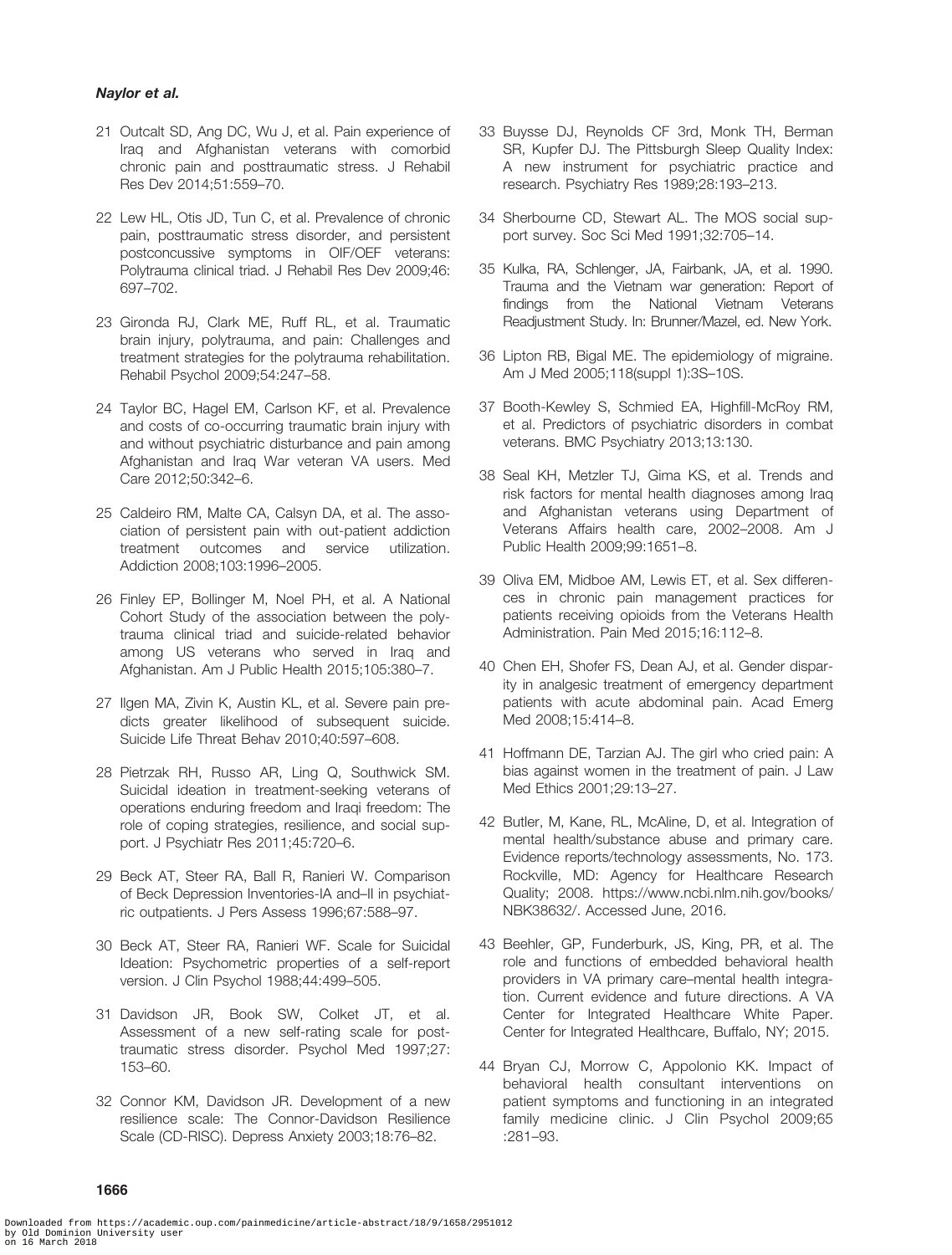21 Outcalt SD, Ang DC, Wu J, et al. Pain experience of Iraq and Afghanistan veterans with comorbid chronic pain and posttraumatic stress. J Rehabil Res Dev 2014;51:559–70.

22 Lew HL, Otis JD, Tun C, et al. Prevalence of chronic pain, posttraumatic stress disorder, and persistent postconcussive symptoms in OIF/OEF veterans: Polytrauma clinical triad. J Rehabil Res Dev 2009;46: 697–702.

23 Gironda RJ, Clark ME, Ruff RL, et al. Traumatic brain injury, polytrauma, and pain: Challenges and treatment strategies for the polytrauma rehabilitation. Rehabil Psychol 2009;54:247–58.

24 Taylor BC, Hagel EM, Carlson KF, et al. Prevalence and costs of co-occurring traumatic brain injury with and without psychiatric disturbance and pain among Afghanistan and Iraq War veteran VA users. Med Care 2012;50:342–6.

25 Caldeiro RM, Malte CA, Calsyn DA, et al. The association of persistent pain with out-patient addiction treatment outcomes and service utilization. Addiction 2008;103:1996–2005.

26 Finley EP, Bollinger M, Noel PH, et al. A National Cohort Study of the association between the polytrauma clinical triad and suicide-related behavior among US veterans who served in Iraq and Afghanistan. Am J Public Health 2015;105:380–7.

27 Ilgen MA, Zivin K, Austin KL, et al. Severe pain predicts greater likelihood of subsequent suicide. Suicide Life Threat Behav 2010;40:597–608.

28 Pietrzak RH, Russo AR, Ling Q, Southwick SM. Suicidal ideation in treatment-seeking veterans of operations enduring freedom and Iraqi freedom: The role of coping strategies, resilience, and social support. J Psychiatr Res 2011;45:720–6.

29 Beck AT, Steer RA, Ball R, Ranieri W. Comparison of Beck Depression Inventories-IA and–II in psychiatric outpatients. J Pers Assess 1996;67:588–97.

30 Beck AT, Steer RA, Ranieri WF. Scale for Suicidal Ideation: Psychometric properties of a self-report version. J Clin Psychol 1988;44:499–505.

31 Davidson JR, Book SW, Colket JT, et al. Assessment of a new self-rating scale for post-traumatic stress disorder. Psychol Med 1997;27: 153–60.

32 Connor KM, Davidson JR. Development of a new resilience scale: The Connor-Davidson Resilience Scale (CD-RISC). Depress Anxiety 2003;18:76–82.

33 Buysse DJ, Reynolds CF 3rd, Monk TH, Berman SR, Kupfer DJ. The Pittsburgh Sleep Quality Index: A new instrument for psychiatric practice and research. Psychiatry Res 1989;28:193–213.

34 Sherbourne CD, Stewart AL. The MOS social support survey. Soc Sci Med 1991;32:705–14.

35 Kulka, RA, Schlenger, JA, Fairbank, JA, et al. 1990. Trauma and the Vietnam war generation: Report of findings from the National Vietnam Veterans Readjustment Study. In: Brunner/Mazel, ed. New York.

36 Lipton RB, Bigal ME. The epidemiology of migraine. Am J Med 2005;118(suppl 1):3S–10S.

37 Booth-Kewley S, Schmied EA, Highfill-McRoy RM, et al. Predictors of psychiatric disorders in combat veterans. BMC Psychiatry 2013;13:130.

38 Seal KH, Metzler TJ, Gima KS, et al. Trends and risk factors for mental health diagnoses among Iraq and Afghanistan veterans using Department of Veterans Affairs health care, 2002–2008. Am J Public Health 2009;99:1651–8.

39 Oliva EM, Midboe AM, Lewis ET, et al. Sex differences in chronic pain management practices for patients receiving opioids from the Veterans Health Administration. Pain Med 2015;16:112–8.

40 Chen EH, Shofer FS, Dean AJ, et al. Gender disparity in analgesic treatment of emergency department patients with acute abdominal pain. Acad Emerg Med 2008;15:414–8.

41 Hoffmann DE, Tarzian AJ. The girl who cried pain: A bias against women in the treatment of pain. J Law Med Ethics 2001;29:13–27.

42 Butler, M, Kane, RL, McAline, D, et al. Integration of mental health/substance abuse and primary care. Evidence reports/technology assessments, No. 173. Rockville, MD: Agency for Healthcare Research Quality; 2008. https://www.ncbi.nlm.nih.gov/books/NBK38632/. Accessed June, 2016.

43 Beehler, GP, Funderburk, JS, King, PR, et al. The role and functions of embedded behavioral health providers in VA primary care–mental health integration. Current evidence and future directions. A VA Center for Integrated Healthcare White Paper. Center for Integrated Healthcare, Buffalo, NY; 2015.

44 Bryan CJ, Morrow C, Appolonio KK. Impact of behavioral health consultant interventions on patient symptoms and functioning in an integrated family medicine clinic. J Clin Psychol 2009;65 :281–93.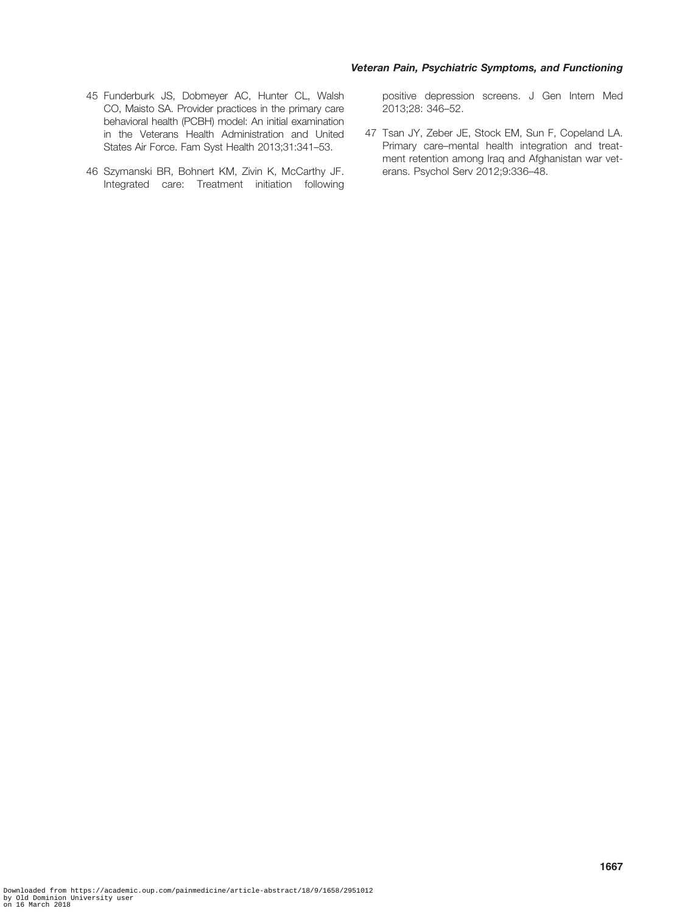45 Funderburk JS, Dobmeyer AC, Hunter CL, Walsh CO, Maisto SA. Provider practices in the primary care behavioral health (PCBH) model: An initial examination in the Veterans Health Administration and United States Air Force. Fam Syst Health 2013;31:341–53.

46 Szymanski BR, Bohnert KM, Zivin K, McCarthy JF. Integrated care: Treatment initiation following positive depression screens. J Gen Intern Med 2013;28: 346–52.

47 Tsan JY, Zeber JE, Stock EM, Sun F, Copeland LA. Primary care–mental health integration and treatment retention among Iraq and Afghanistan war veterans. Psychol Serv 2012;9:336–48.